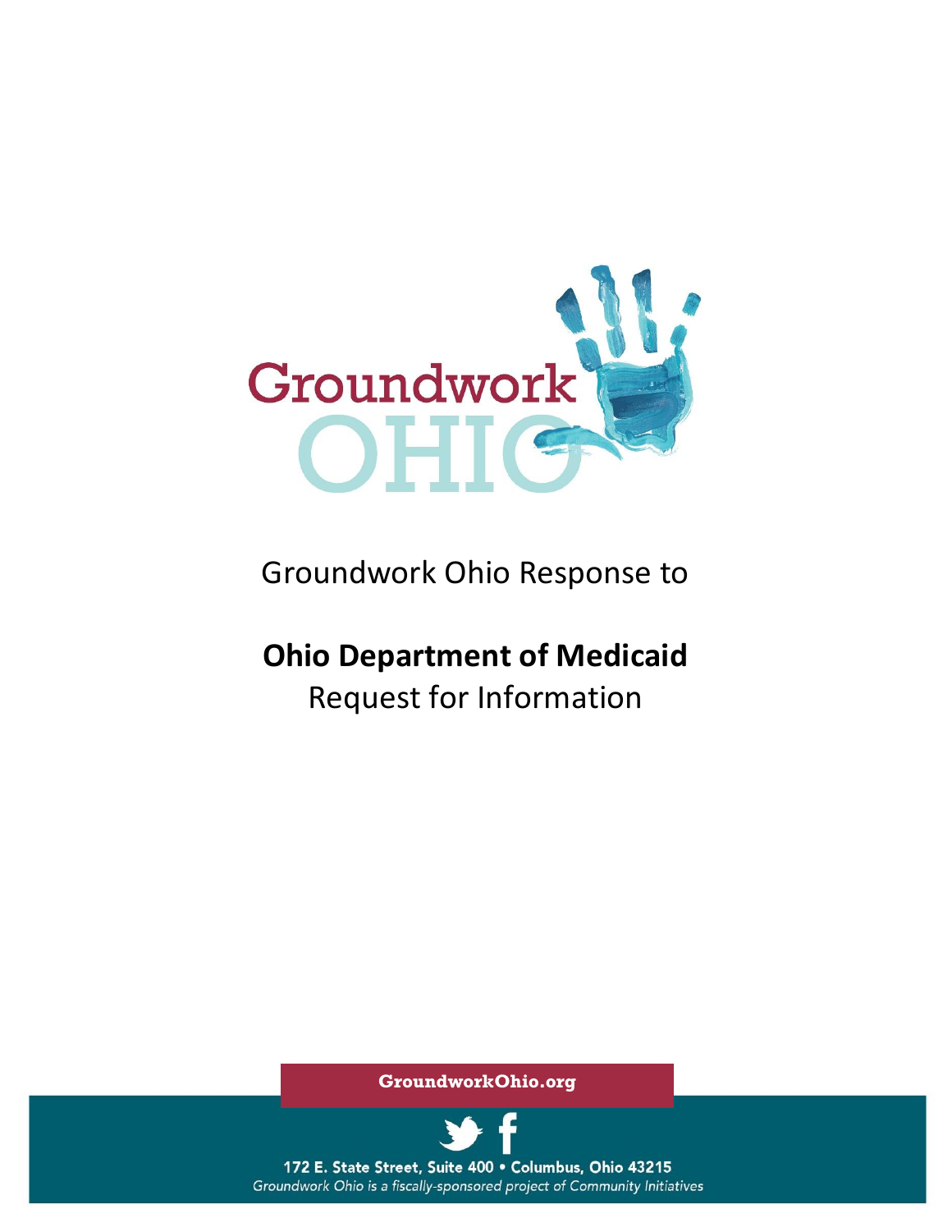Groundwork OHIO

Groundwork Ohio Response to

# Ohio Department of Medicaid

Request for Information

GroundworkOhio.org

172 E. State Street, Suite 400 • Columbus, Ohio 43215

*Groundwork Ohio is a fiscally-sponsored project of Community Initiatives*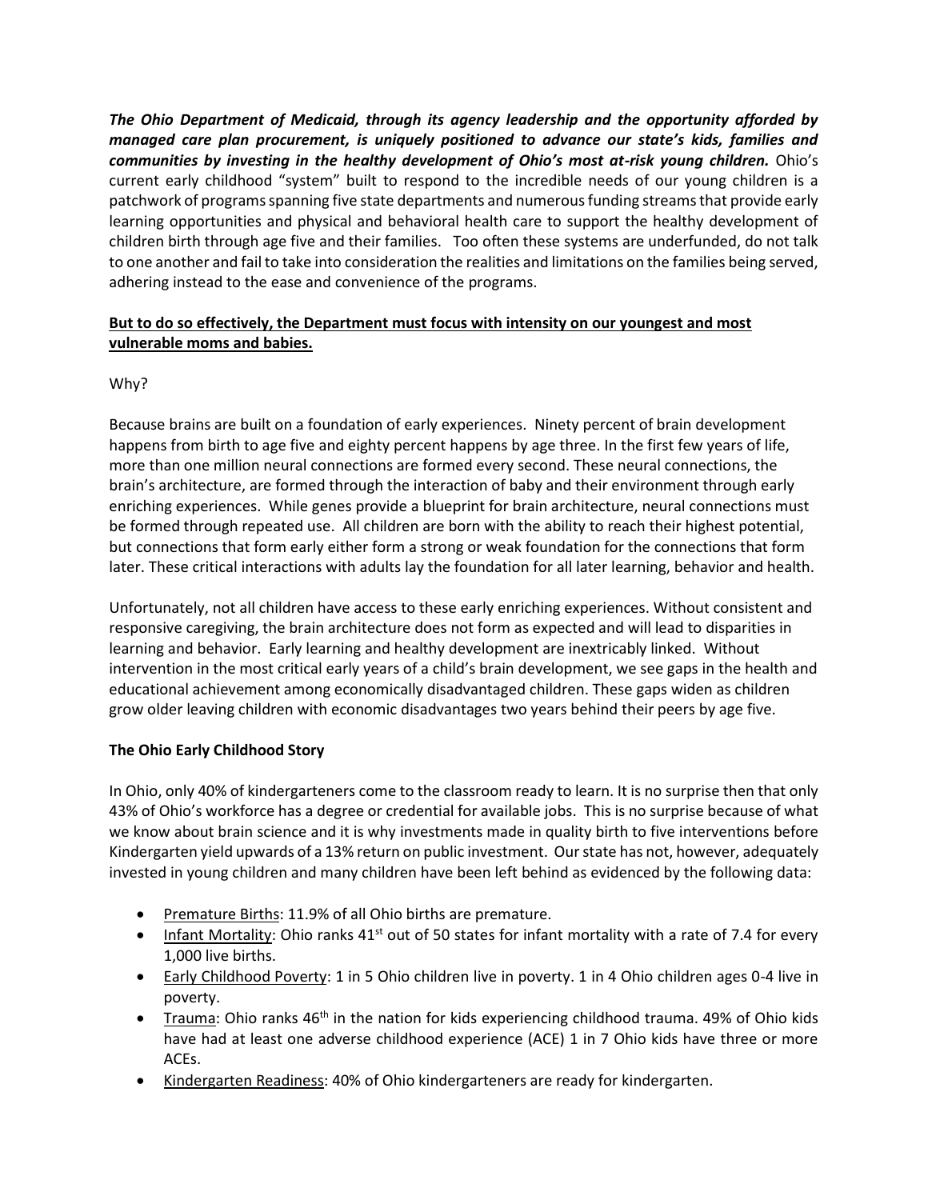***The Ohio Department of Medicaid, through its agency leadership and the opportunity afforded by managed care plan procurement, is uniquely positioned to advance our state's kids, families and communities by investing in the healthy development of Ohio's most at-risk young children.*** Ohio's current early childhood "system" built to respond to the incredible needs of our young children is a patchwork of programs spanning five state departments and numerous funding streams that provide early learning opportunities and physical and behavioral health care to support the healthy development of children birth through age five and their families. Too often these systems are underfunded, do not talk to one another and fail to take into consideration the realities and limitations on the families being served, adhering instead to the ease and convenience of the programs.

**<u>But to do so effectively, the Department must focus with intensity on our youngest and most vulnerable moms and babies.</u>**

Why?

Because brains are built on a foundation of early experiences. Ninety percent of brain development happens from birth to age five and eighty percent happens by age three. In the first few years of life, more than one million neural connections are formed every second. These neural connections, the brain's architecture, are formed through the interaction of baby and their environment through early enriching experiences. While genes provide a blueprint for brain architecture, neural connections must be formed through repeated use. All children are born with the ability to reach their highest potential, but connections that form early either form a strong or weak foundation for the connections that form later. These critical interactions with adults lay the foundation for all later learning, behavior and health.

Unfortunately, not all children have access to these early enriching experiences. Without consistent and responsive caregiving, the brain architecture does not form as expected and will lead to disparities in learning and behavior. Early learning and healthy development are inextricably linked. Without intervention in the most critical early years of a child's brain development, we see gaps in the health and educational achievement among economically disadvantaged children. These gaps widen as children grow older leaving children with economic disadvantages two years behind their peers by age five.

**The Ohio Early Childhood Story**

In Ohio, only 40% of kindergarteners come to the classroom ready to learn. It is no surprise then that only 43% of Ohio's workforce has a degree or credential for available jobs. This is no surprise because of what we know about brain science and it is why investments made in quality birth to five interventions before Kindergarten yield upwards of a 13% return on public investment. Our state has not, however, adequately invested in young children and many children have been left behind as evidenced by the following data:

- <u>Premature Births</u>: 11.9% of all Ohio births are premature.
- <u>Infant Mortality</u>: Ohio ranks 41st out of 50 states for infant mortality with a rate of 7.4 for every 1,000 live births.
- <u>Early Childhood Poverty</u>: 1 in 5 Ohio children live in poverty. 1 in 4 Ohio children ages 0-4 live in poverty.
- <u>Trauma</u>: Ohio ranks 46th in the nation for kids experiencing childhood trauma. 49% of Ohio kids have had at least one adverse childhood experience (ACE) 1 in 7 Ohio kids have three or more ACEs.
- <u>Kindergarten Readiness</u>: 40% of Ohio kindergarteners are ready for kindergarten.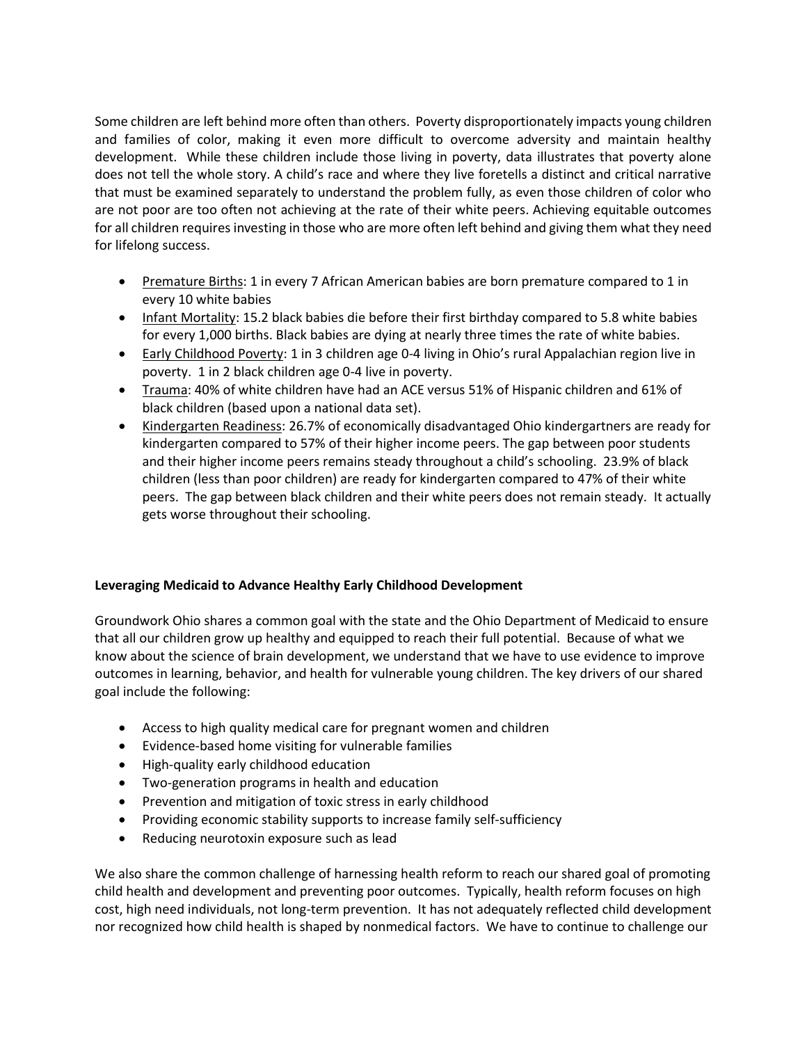Some children are left behind more often than others. Poverty disproportionately impacts young children and families of color, making it even more difficult to overcome adversity and maintain healthy development. While these children include those living in poverty, data illustrates that poverty alone does not tell the whole story. A child's race and where they live foretells a distinct and critical narrative that must be examined separately to understand the problem fully, as even those children of color who are not poor are too often not achieving at the rate of their white peers. Achieving equitable outcomes for all children requires investing in those who are more often left behind and giving them what they need for lifelong success.

- Premature Births: 1 in every 7 African American babies are born premature compared to 1 in every 10 white babies
- Infant Mortality: 15.2 black babies die before their first birthday compared to 5.8 white babies for every 1,000 births. Black babies are dying at nearly three times the rate of white babies.
- Early Childhood Poverty: 1 in 3 children age 0-4 living in Ohio's rural Appalachian region live in poverty. 1 in 2 black children age 0-4 live in poverty.
- Trauma: 40% of white children have had an ACE versus 51% of Hispanic children and 61% of black children (based upon a national data set).
- Kindergarten Readiness: 26.7% of economically disadvantaged Ohio kindergartners are ready for kindergarten compared to 57% of their higher income peers. The gap between poor students and their higher income peers remains steady throughout a child's schooling. 23.9% of black children (less than poor children) are ready for kindergarten compared to 47% of their white peers. The gap between black children and their white peers does not remain steady. It actually gets worse throughout their schooling.

**Leveraging Medicaid to Advance Healthy Early Childhood Development**

Groundwork Ohio shares a common goal with the state and the Ohio Department of Medicaid to ensure that all our children grow up healthy and equipped to reach their full potential. Because of what we know about the science of brain development, we understand that we have to use evidence to improve outcomes in learning, behavior, and health for vulnerable young children. The key drivers of our shared goal include the following:

- Access to high quality medical care for pregnant women and children
- Evidence-based home visiting for vulnerable families
- High-quality early childhood education
- Two-generation programs in health and education
- Prevention and mitigation of toxic stress in early childhood
- Providing economic stability supports to increase family self-sufficiency
- Reducing neurotoxin exposure such as lead

We also share the common challenge of harnessing health reform to reach our shared goal of promoting child health and development and preventing poor outcomes. Typically, health reform focuses on high cost, high need individuals, not long-term prevention. It has not adequately reflected child development nor recognized how child health is shaped by nonmedical factors. We have to continue to challenge our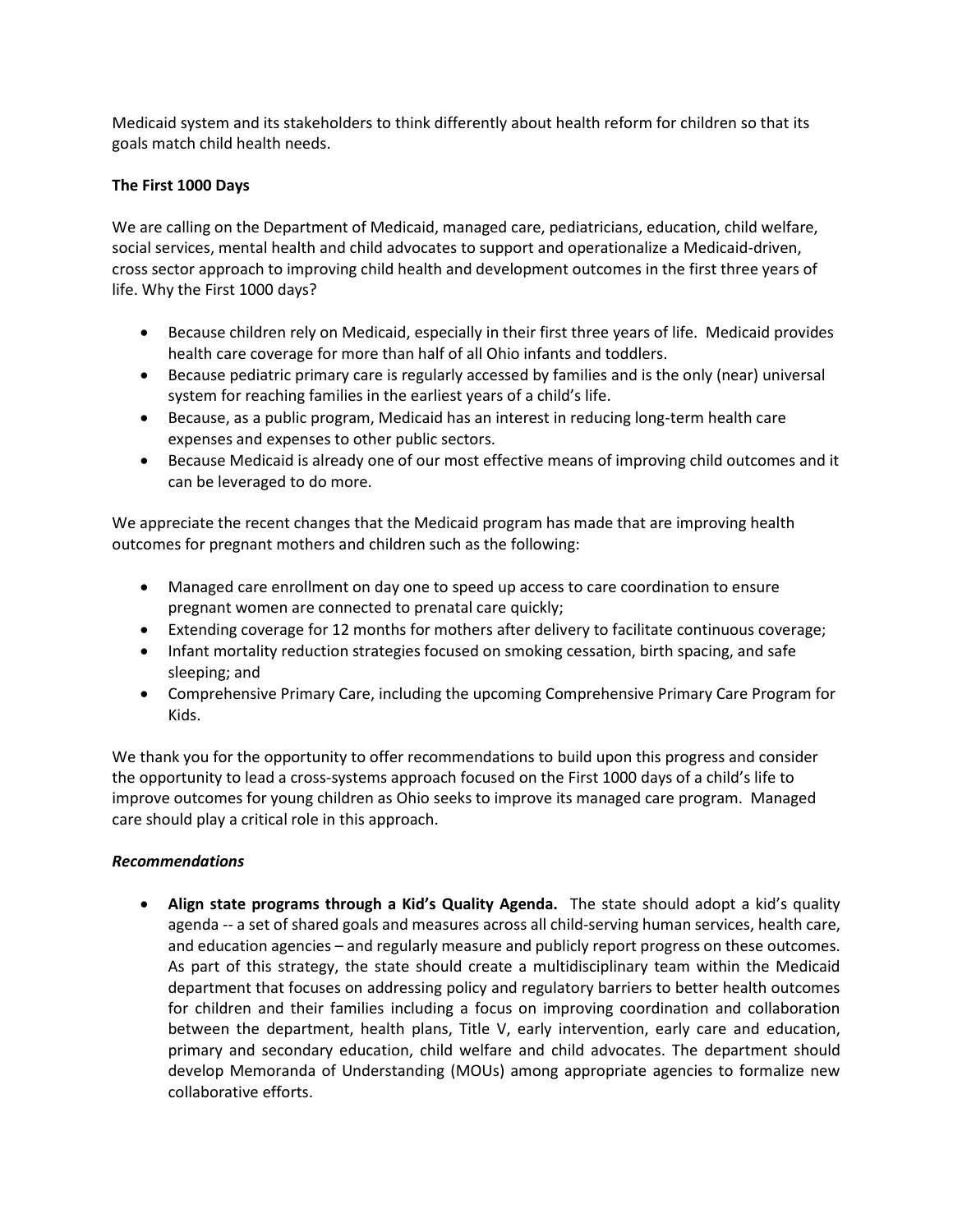Medicaid system and its stakeholders to think differently about health reform for children so that its goals match child health needs.

**The First 1000 Days**

We are calling on the Department of Medicaid, managed care, pediatricians, education, child welfare, social services, mental health and child advocates to support and operationalize a Medicaid-driven, cross sector approach to improving child health and development outcomes in the first three years of life. Why the First 1000 days?

- Because children rely on Medicaid, especially in their first three years of life. Medicaid provides health care coverage for more than half of all Ohio infants and toddlers.
- Because pediatric primary care is regularly accessed by families and is the only (near) universal system for reaching families in the earliest years of a child's life.
- Because, as a public program, Medicaid has an interest in reducing long-term health care expenses and expenses to other public sectors.
- Because Medicaid is already one of our most effective means of improving child outcomes and it can be leveraged to do more.

We appreciate the recent changes that the Medicaid program has made that are improving health outcomes for pregnant mothers and children such as the following:

- Managed care enrollment on day one to speed up access to care coordination to ensure pregnant women are connected to prenatal care quickly;
- Extending coverage for 12 months for mothers after delivery to facilitate continuous coverage;
- Infant mortality reduction strategies focused on smoking cessation, birth spacing, and safe sleeping; and
- Comprehensive Primary Care, including the upcoming Comprehensive Primary Care Program for Kids.

We thank you for the opportunity to offer recommendations to build upon this progress and consider the opportunity to lead a cross-systems approach focused on the First 1000 days of a child's life to improve outcomes for young children as Ohio seeks to improve its managed care program. Managed care should play a critical role in this approach.

***Recommendations***

- **Align state programs through a Kid's Quality Agenda.** The state should adopt a kid's quality agenda -- a set of shared goals and measures across all child-serving human services, health care, and education agencies – and regularly measure and publicly report progress on these outcomes. As part of this strategy, the state should create a multidisciplinary team within the Medicaid department that focuses on addressing policy and regulatory barriers to better health outcomes for children and their families including a focus on improving coordination and collaboration between the department, health plans, Title V, early intervention, early care and education, primary and secondary education, child welfare and child advocates. The department should develop Memoranda of Understanding (MOUs) among appropriate agencies to formalize new collaborative efforts.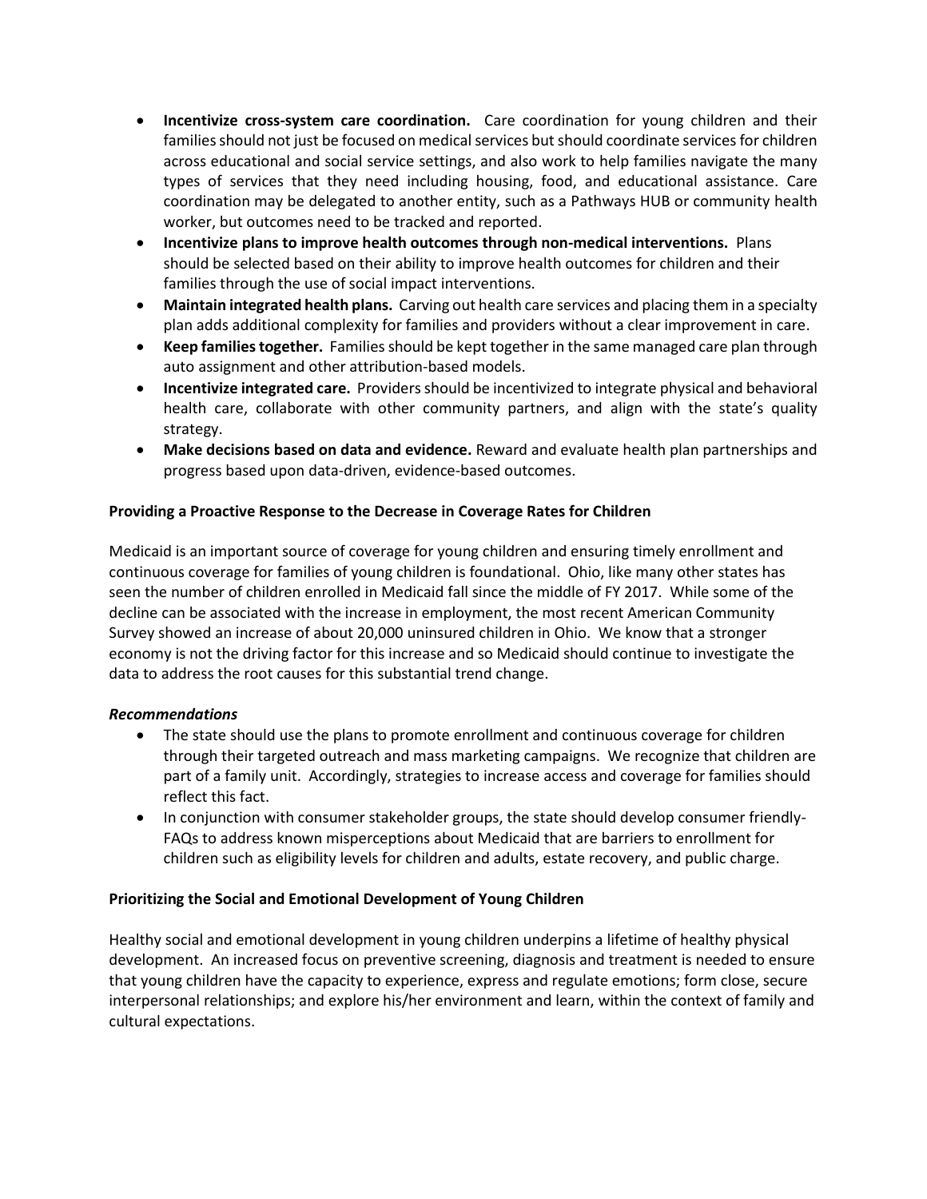- **Incentivize cross-system care coordination.** Care coordination for young children and their families should not just be focused on medical services but should coordinate services for children across educational and social service settings, and also work to help families navigate the many types of services that they need including housing, food, and educational assistance. Care coordination may be delegated to another entity, such as a Pathways HUB or community health worker, but outcomes need to be tracked and reported.
- **Incentivize plans to improve health outcomes through non-medical interventions.** Plans should be selected based on their ability to improve health outcomes for children and their families through the use of social impact interventions.
- **Maintain integrated health plans.** Carving out health care services and placing them in a specialty plan adds additional complexity for families and providers without a clear improvement in care.
- **Keep families together.** Families should be kept together in the same managed care plan through auto assignment and other attribution-based models.
- **Incentivize integrated care.** Providers should be incentivized to integrate physical and behavioral health care, collaborate with other community partners, and align with the state's quality strategy.
- **Make decisions based on data and evidence.** Reward and evaluate health plan partnerships and progress based upon data-driven, evidence-based outcomes.

**Providing a Proactive Response to the Decrease in Coverage Rates for Children**

Medicaid is an important source of coverage for young children and ensuring timely enrollment and continuous coverage for families of young children is foundational. Ohio, like many other states has seen the number of children enrolled in Medicaid fall since the middle of FY 2017. While some of the decline can be associated with the increase in employment, the most recent American Community Survey showed an increase of about 20,000 uninsured children in Ohio. We know that a stronger economy is not the driving factor for this increase and so Medicaid should continue to investigate the data to address the root causes for this substantial trend change.

***Recommendations***

- The state should use the plans to promote enrollment and continuous coverage for children through their targeted outreach and mass marketing campaigns. We recognize that children are part of a family unit. Accordingly, strategies to increase access and coverage for families should reflect this fact.
- In conjunction with consumer stakeholder groups, the state should develop consumer friendly-FAQs to address known misperceptions about Medicaid that are barriers to enrollment for children such as eligibility levels for children and adults, estate recovery, and public charge.

**Prioritizing the Social and Emotional Development of Young Children**

Healthy social and emotional development in young children underpins a lifetime of healthy physical development. An increased focus on preventive screening, diagnosis and treatment is needed to ensure that young children have the capacity to experience, express and regulate emotions; form close, secure interpersonal relationships; and explore his/her environment and learn, within the context of family and cultural expectations.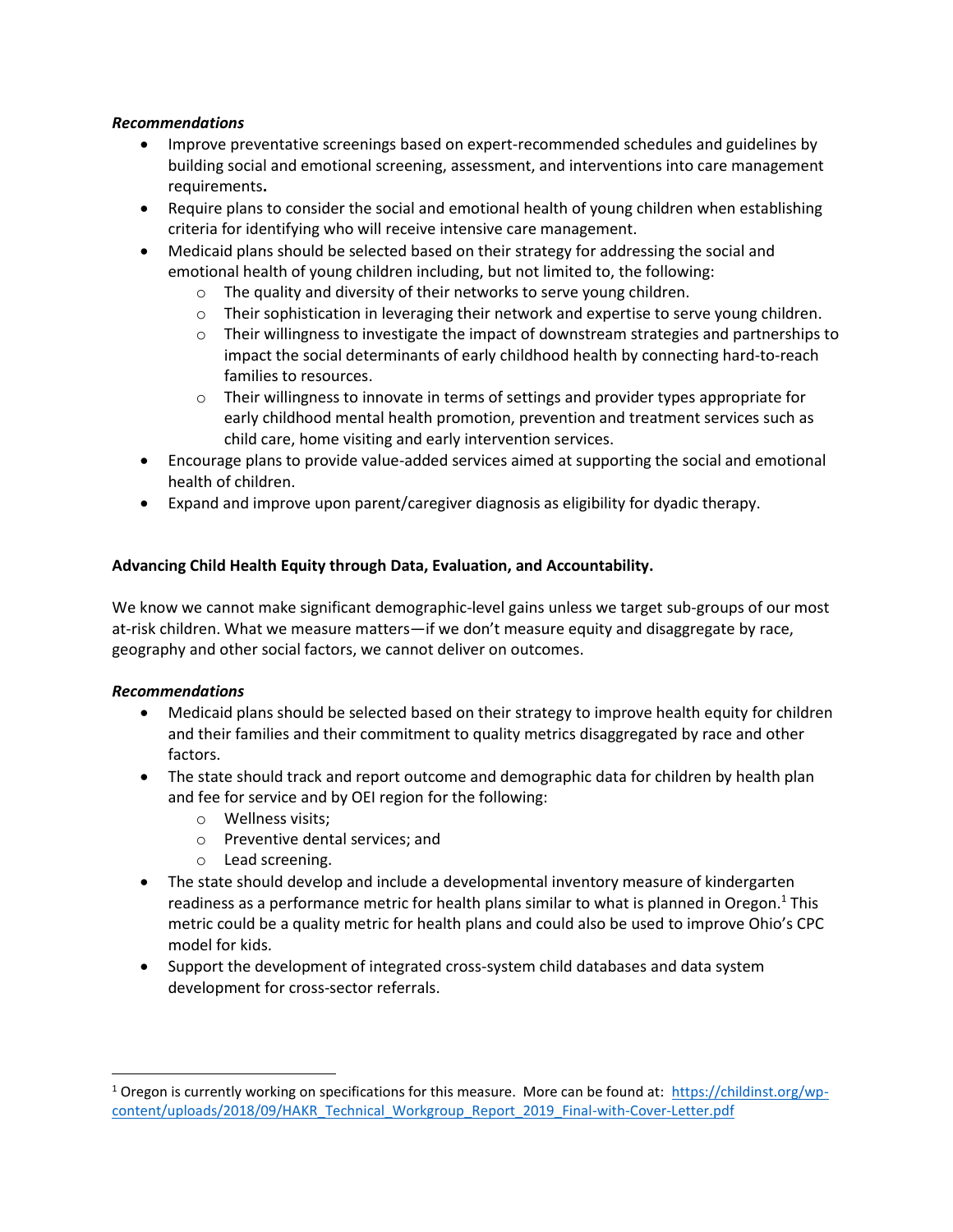***Recommendations***

- Improve preventative screenings based on expert-recommended schedules and guidelines by building social and emotional screening, assessment, and interventions into care management requirements**.**
- Require plans to consider the social and emotional health of young children when establishing criteria for identifying who will receive intensive care management.
- Medicaid plans should be selected based on their strategy for addressing the social and emotional health of young children including, but not limited to, the following:
  - The quality and diversity of their networks to serve young children.
  - Their sophistication in leveraging their network and expertise to serve young children.
  - Their willingness to investigate the impact of downstream strategies and partnerships to impact the social determinants of early childhood health by connecting hard-to-reach families to resources.
  - Their willingness to innovate in terms of settings and provider types appropriate for early childhood mental health promotion, prevention and treatment services such as child care, home visiting and early intervention services.
- Encourage plans to provide value-added services aimed at supporting the social and emotional health of children.
- Expand and improve upon parent/caregiver diagnosis as eligibility for dyadic therapy.

**Advancing Child Health Equity through Data, Evaluation, and Accountability.**

We know we cannot make significant demographic-level gains unless we target sub-groups of our most at-risk children. What we measure matters—if we don't measure equity and disaggregate by race, geography and other social factors, we cannot deliver on outcomes.

***Recommendations***

- Medicaid plans should be selected based on their strategy to improve health equity for children and their families and their commitment to quality metrics disaggregated by race and other factors.
- The state should track and report outcome and demographic data for children by health plan and fee for service and by OEI region for the following:
  - Wellness visits;
  - Preventive dental services; and
  - Lead screening.
- The state should develop and include a developmental inventory measure of kindergarten readiness as a performance metric for health plans similar to what is planned in Oregon.[1] This metric could be a quality metric for health plans and could also be used to improve Ohio's CPC model for kids.
- Support the development of integrated cross-system child databases and data system development for cross-sector referrals.

---

[1] Oregon is currently working on specifications for this measure. More can be found at: https://childinst.org/wp-content/uploads/2018/09/HAKR_Technical_Workgroup_Report_2019_Final-with-Cover-Letter.pdf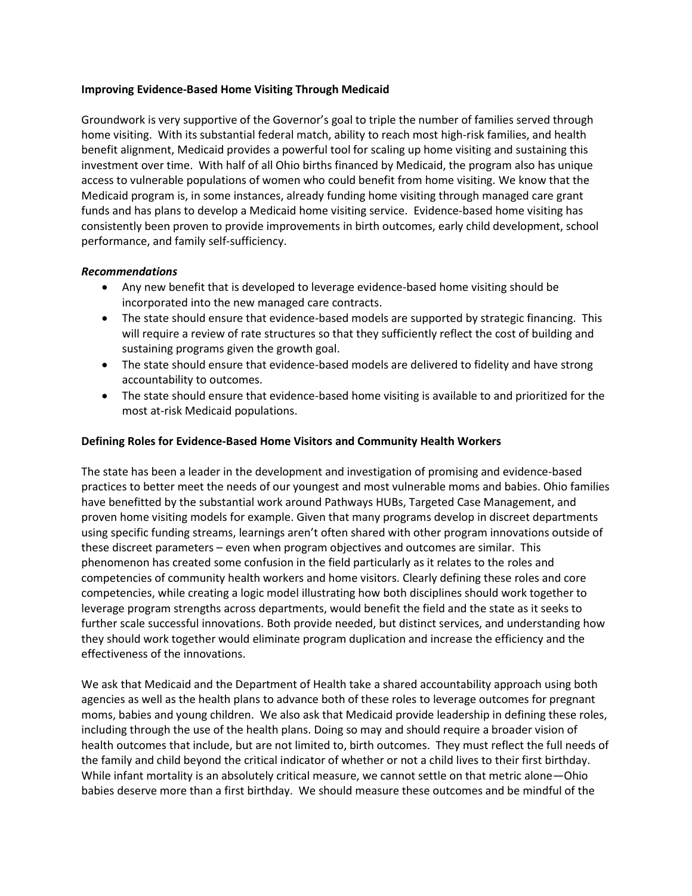**Improving Evidence-Based Home Visiting Through Medicaid**

Groundwork is very supportive of the Governor's goal to triple the number of families served through home visiting. With its substantial federal match, ability to reach most high-risk families, and health benefit alignment, Medicaid provides a powerful tool for scaling up home visiting and sustaining this investment over time. With half of all Ohio births financed by Medicaid, the program also has unique access to vulnerable populations of women who could benefit from home visiting. We know that the Medicaid program is, in some instances, already funding home visiting through managed care grant funds and has plans to develop a Medicaid home visiting service. Evidence-based home visiting has consistently been proven to provide improvements in birth outcomes, early child development, school performance, and family self-sufficiency.

***Recommendations***

- Any new benefit that is developed to leverage evidence-based home visiting should be incorporated into the new managed care contracts.
- The state should ensure that evidence-based models are supported by strategic financing. This will require a review of rate structures so that they sufficiently reflect the cost of building and sustaining programs given the growth goal.
- The state should ensure that evidence-based models are delivered to fidelity and have strong accountability to outcomes.
- The state should ensure that evidence-based home visiting is available to and prioritized for the most at-risk Medicaid populations.

**Defining Roles for Evidence-Based Home Visitors and Community Health Workers**

The state has been a leader in the development and investigation of promising and evidence-based practices to better meet the needs of our youngest and most vulnerable moms and babies. Ohio families have benefitted by the substantial work around Pathways HUBs, Targeted Case Management, and proven home visiting models for example. Given that many programs develop in discreet departments using specific funding streams, learnings aren't often shared with other program innovations outside of these discreet parameters – even when program objectives and outcomes are similar. This phenomenon has created some confusion in the field particularly as it relates to the roles and competencies of community health workers and home visitors. Clearly defining these roles and core competencies, while creating a logic model illustrating how both disciplines should work together to leverage program strengths across departments, would benefit the field and the state as it seeks to further scale successful innovations. Both provide needed, but distinct services, and understanding how they should work together would eliminate program duplication and increase the efficiency and the effectiveness of the innovations.

We ask that Medicaid and the Department of Health take a shared accountability approach using both agencies as well as the health plans to advance both of these roles to leverage outcomes for pregnant moms, babies and young children. We also ask that Medicaid provide leadership in defining these roles, including through the use of the health plans. Doing so may and should require a broader vision of health outcomes that include, but are not limited to, birth outcomes. They must reflect the full needs of the family and child beyond the critical indicator of whether or not a child lives to their first birthday. While infant mortality is an absolutely critical measure, we cannot settle on that metric alone—Ohio babies deserve more than a first birthday. We should measure these outcomes and be mindful of the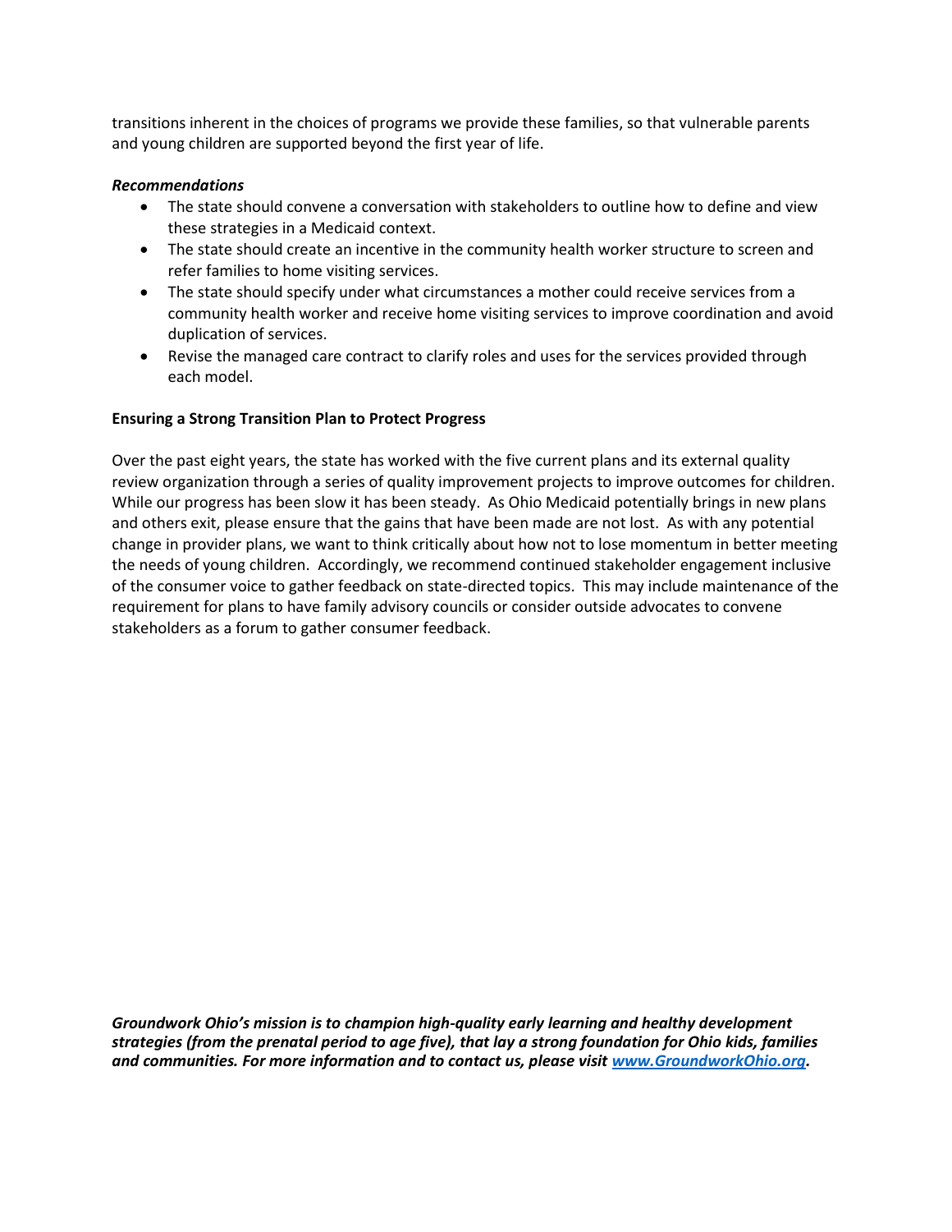transitions inherent in the choices of programs we provide these families, so that vulnerable parents and young children are supported beyond the first year of life.

***Recommendations***

- The state should convene a conversation with stakeholders to outline how to define and view these strategies in a Medicaid context.
- The state should create an incentive in the community health worker structure to screen and refer families to home visiting services.
- The state should specify under what circumstances a mother could receive services from a community health worker and receive home visiting services to improve coordination and avoid duplication of services.
- Revise the managed care contract to clarify roles and uses for the services provided through each model.

**Ensuring a Strong Transition Plan to Protect Progress**

Over the past eight years, the state has worked with the five current plans and its external quality review organization through a series of quality improvement projects to improve outcomes for children. While our progress has been slow it has been steady. As Ohio Medicaid potentially brings in new plans and others exit, please ensure that the gains that have been made are not lost. As with any potential change in provider plans, we want to think critically about how not to lose momentum in better meeting the needs of young children. Accordingly, we recommend continued stakeholder engagement inclusive of the consumer voice to gather feedback on state-directed topics. This may include maintenance of the requirement for plans to have family advisory councils or consider outside advocates to convene stakeholders as a forum to gather consumer feedback.

***Groundwork Ohio's mission is to champion high-quality early learning and healthy development strategies (from the prenatal period to age five), that lay a strong foundation for Ohio kids, families and communities. For more information and to contact us, please visit [www.GroundworkOhio.org](http://www.GroundworkOhio.org).***